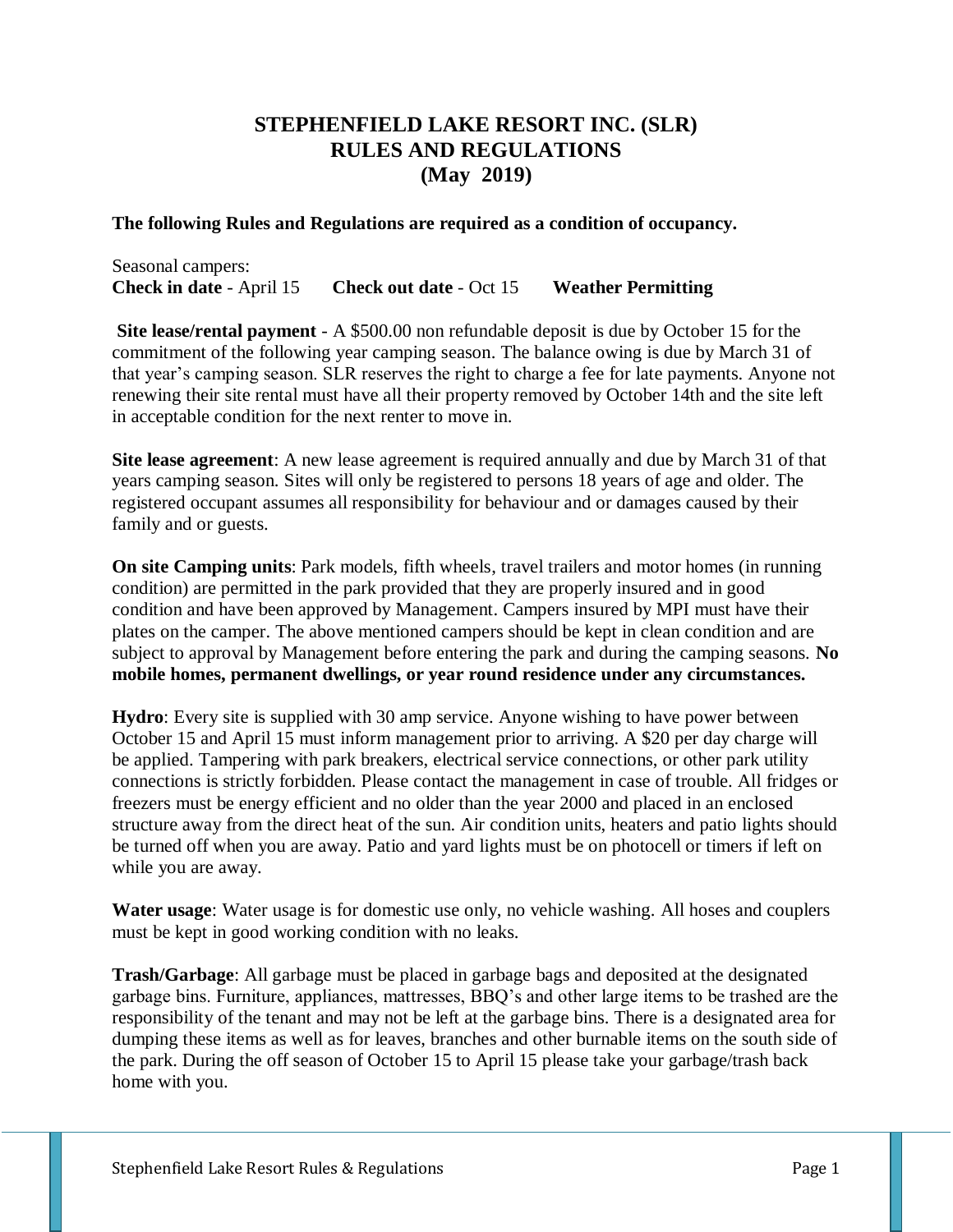# STEPHENFIELD LAKE RESORT INC. (SLR)
# RULES AND REGULATIONS
# (May 2019)

**The following Rules and Regulations are required as a condition of occupancy.**

Seasonal campers:
**Check in date** - April 15 **Check out date** - Oct 15 **Weather Permitting**

**Site lease/rental payment** - A $500.00 non refundable deposit is due by October 15 for the commitment of the following year camping season. The balance owing is due by March 31 of that year's camping season. SLR reserves the right to charge a fee for late payments. Anyone not renewing their site rental must have all their property removed by October 14th and the site left in acceptable condition for the next renter to move in.

**Site lease agreement**: A new lease agreement is required annually and due by March 31 of that years camping season. Sites will only be registered to persons 18 years of age and older. The registered occupant assumes all responsibility for behaviour and or damages caused by their family and or guests.

**On site Camping units**: Park models, fifth wheels, travel trailers and motor homes (in running condition) are permitted in the park provided that they are properly insured and in good condition and have been approved by Management. Campers insured by MPI must have their plates on the camper. The above mentioned campers should be kept in clean condition and are subject to approval by Management before entering the park and during the camping seasons. **No mobile homes, permanent dwellings, or year round residence under any circumstances.**

**Hydro**: Every site is supplied with 30 amp service. Anyone wishing to have power between October 15 and April 15 must inform management prior to arriving. A $20 per day charge will be applied. Tampering with park breakers, electrical service connections, or other park utility connections is strictly forbidden. Please contact the management in case of trouble. All fridges or freezers must be energy efficient and no older than the year 2000 and placed in an enclosed structure away from the direct heat of the sun. Air condition units, heaters and patio lights should be turned off when you are away. Patio and yard lights must be on photocell or timers if left on while you are away.

**Water usage**: Water usage is for domestic use only, no vehicle washing. All hoses and couplers must be kept in good working condition with no leaks.

**Trash/Garbage**: All garbage must be placed in garbage bags and deposited at the designated garbage bins. Furniture, appliances, mattresses, BBQ's and other large items to be trashed are the responsibility of the tenant and may not be left at the garbage bins. There is a designated area for dumping these items as well as for leaves, branches and other burnable items on the south side of the park. During the off season of October 15 to April 15 please take your garbage/trash back home with you.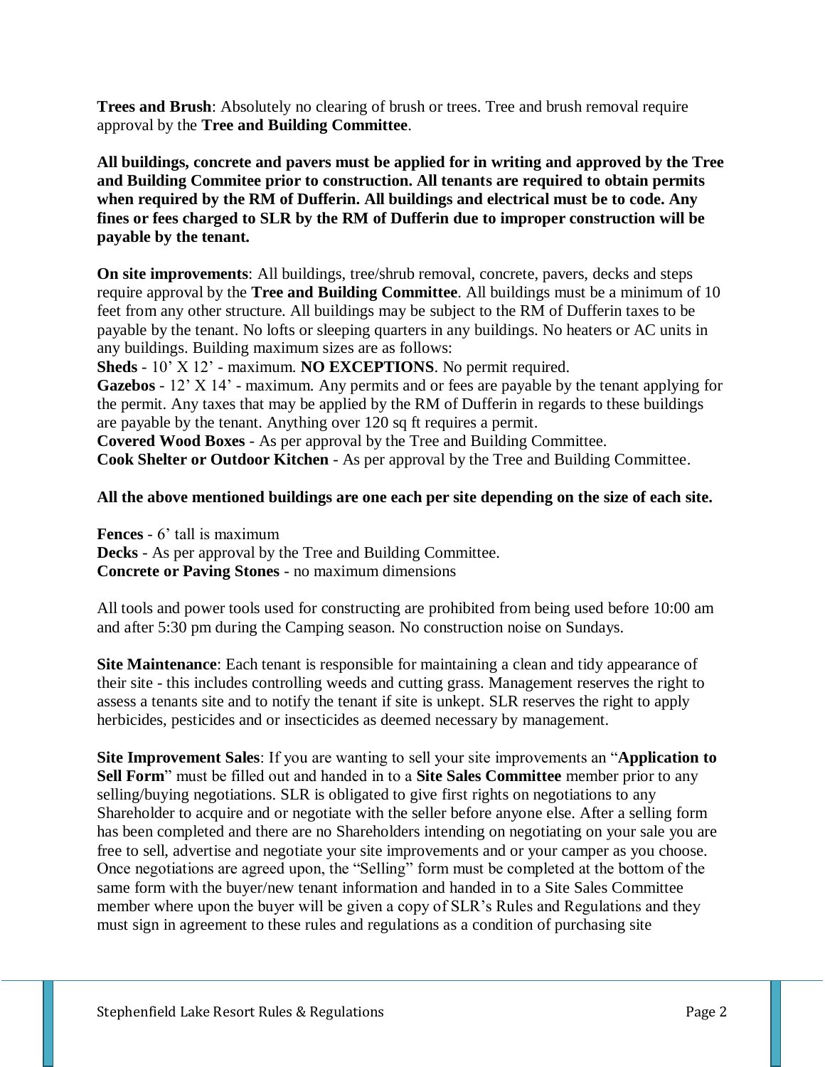**Trees and Brush**: Absolutely no clearing of brush or trees. Tree and brush removal require approval by the **Tree and Building Committee**.

**All buildings, concrete and pavers must be applied for in writing and approved by the Tree and Building Commitee prior to construction. All tenants are required to obtain permits when required by the RM of Dufferin. All buildings and electrical must be to code. Any fines or fees charged to SLR by the RM of Dufferin due to improper construction will be payable by the tenant.**

**On site improvements**: All buildings, tree/shrub removal, concrete, pavers, decks and steps require approval by the **Tree and Building Committee**. All buildings must be a minimum of 10 feet from any other structure. All buildings may be subject to the RM of Dufferin taxes to be payable by the tenant. No lofts or sleeping quarters in any buildings. No heaters or AC units in any buildings. Building maximum sizes are as follows:

**Sheds** - 10' X 12' - maximum. **NO EXCEPTIONS**. No permit required.
**Gazebos** - 12' X 14' - maximum. Any permits and or fees are payable by the tenant applying for the permit. Any taxes that may be applied by the RM of Dufferin in regards to these buildings are payable by the tenant. Anything over 120 sq ft requires a permit.
**Covered Wood Boxes** - As per approval by the Tree and Building Committee.
**Cook Shelter or Outdoor Kitchen** - As per approval by the Tree and Building Committee.

**All the above mentioned buildings are one each per site depending on the size of each site.**

**Fences** - 6' tall is maximum
**Decks** - As per approval by the Tree and Building Committee.
**Concrete or Paving Stones** - no maximum dimensions

All tools and power tools used for constructing are prohibited from being used before 10:00 am and after 5:30 pm during the Camping season. No construction noise on Sundays.

**Site Maintenance**: Each tenant is responsible for maintaining a clean and tidy appearance of their site - this includes controlling weeds and cutting grass. Management reserves the right to assess a tenants site and to notify the tenant if site is unkept. SLR reserves the right to apply herbicides, pesticides and or insecticides as deemed necessary by management.

**Site Improvement Sales**: If you are wanting to sell your site improvements an "**Application to Sell Form**" must be filled out and handed in to a **Site Sales Committee** member prior to any selling/buying negotiations. SLR is obligated to give first rights on negotiations to any Shareholder to acquire and or negotiate with the seller before anyone else. After a selling form has been completed and there are no Shareholders intending on negotiating on your sale you are free to sell, advertise and negotiate your site improvements and or your camper as you choose. Once negotiations are agreed upon, the "Selling" form must be completed at the bottom of the same form with the buyer/new tenant information and handed in to a Site Sales Committee member where upon the buyer will be given a copy of SLR's Rules and Regulations and they must sign in agreement to these rules and regulations as a condition of purchasing site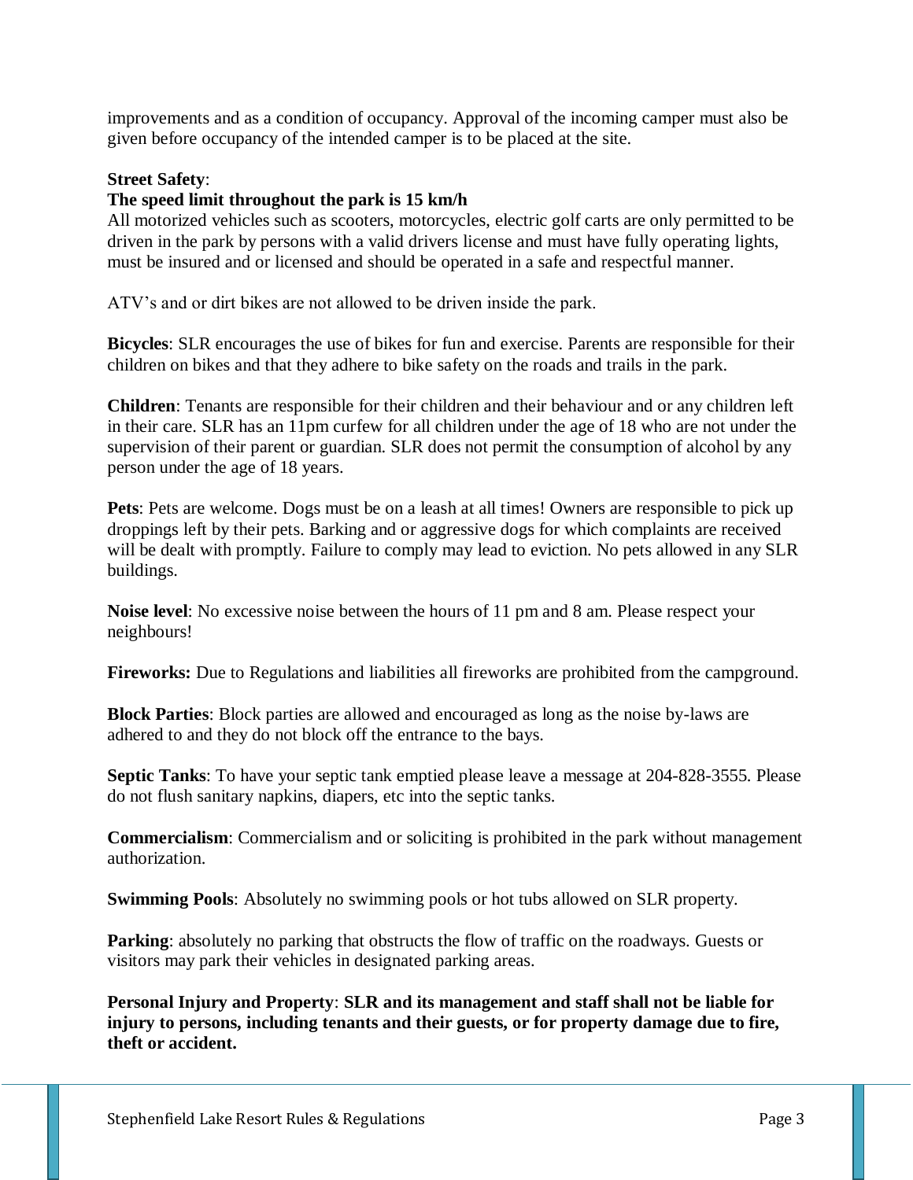improvements and as a condition of occupancy. Approval of the incoming camper must also be given before occupancy of the intended camper is to be placed at the site.

**Street Safety**:
**The speed limit throughout the park is 15 km/h**
All motorized vehicles such as scooters, motorcycles, electric golf carts are only permitted to be driven in the park by persons with a valid drivers license and must have fully operating lights, must be insured and or licensed and should be operated in a safe and respectful manner.

ATV's and or dirt bikes are not allowed to be driven inside the park.

**Bicycles**: SLR encourages the use of bikes for fun and exercise. Parents are responsible for their children on bikes and that they adhere to bike safety on the roads and trails in the park.

**Children**: Tenants are responsible for their children and their behaviour and or any children left in their care. SLR has an 11pm curfew for all children under the age of 18 who are not under the supervision of their parent or guardian. SLR does not permit the consumption of alcohol by any person under the age of 18 years.

**Pets**: Pets are welcome. Dogs must be on a leash at all times! Owners are responsible to pick up droppings left by their pets. Barking and or aggressive dogs for which complaints are received will be dealt with promptly. Failure to comply may lead to eviction. No pets allowed in any SLR buildings.

**Noise level**: No excessive noise between the hours of 11 pm and 8 am. Please respect your neighbours!

**Fireworks:** Due to Regulations and liabilities all fireworks are prohibited from the campground.

**Block Parties**: Block parties are allowed and encouraged as long as the noise by-laws are adhered to and they do not block off the entrance to the bays.

**Septic Tanks**: To have your septic tank emptied please leave a message at 204-828-3555. Please do not flush sanitary napkins, diapers, etc into the septic tanks.

**Commercialism**: Commercialism and or soliciting is prohibited in the park without management authorization.

**Swimming Pools**: Absolutely no swimming pools or hot tubs allowed on SLR property.

**Parking**: absolutely no parking that obstructs the flow of traffic on the roadways. Guests or visitors may park their vehicles in designated parking areas.

**Personal Injury and Property**: **SLR and its management and staff shall not be liable for injury to persons, including tenants and their guests, or for property damage due to fire, theft or accident.**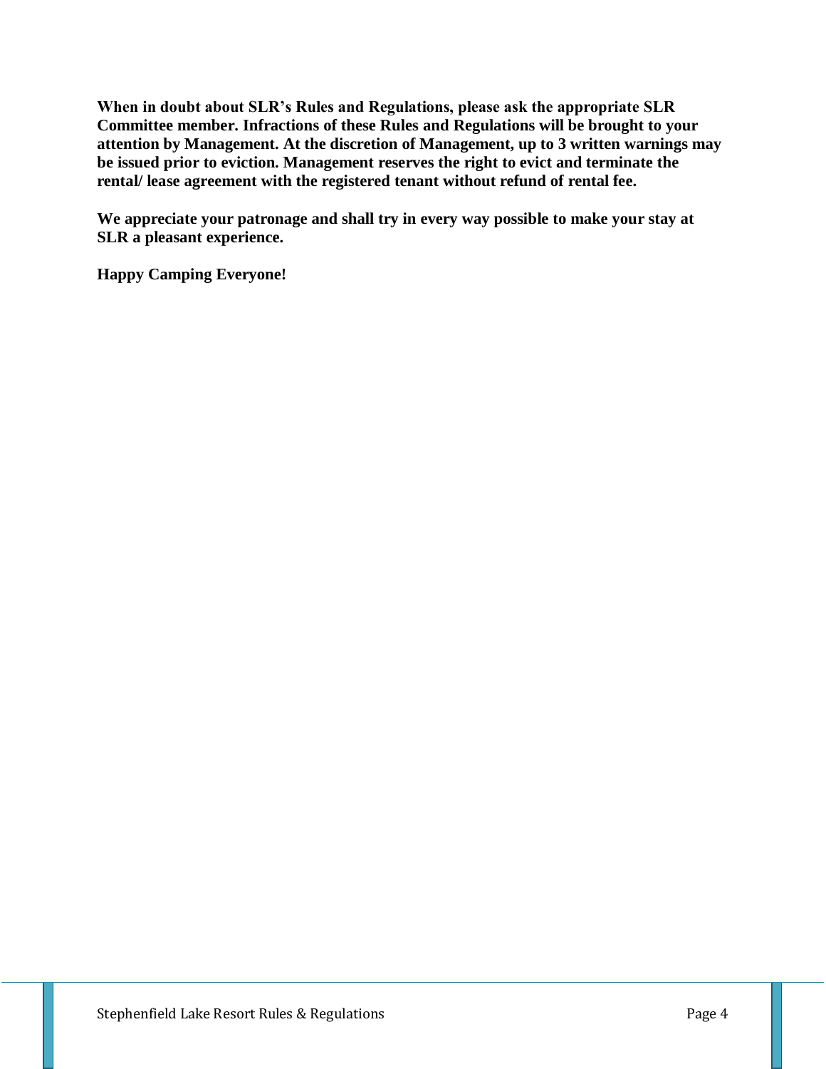**When in doubt about SLR's Rules and Regulations, please ask the appropriate SLR Committee member. Infractions of these Rules and Regulations will be brought to your attention by Management. At the discretion of Management, up to 3 written warnings may be issued prior to eviction. Management reserves the right to evict and terminate the rental/ lease agreement with the registered tenant without refund of rental fee.**

**We appreciate your patronage and shall try in every way possible to make your stay at SLR a pleasant experience.**

**Happy Camping Everyone!**